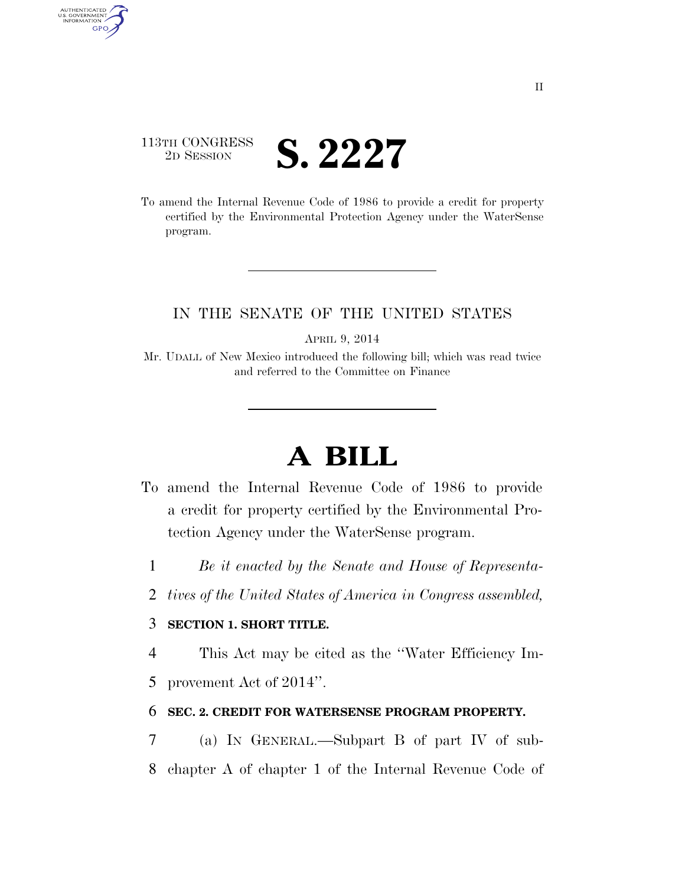II

113TH CONGRESS
2D SESSION

# S. 2227

To amend the Internal Revenue Code of 1986 to provide a credit for property certified by the Environmental Protection Agency under the WaterSense program.

IN THE SENATE OF THE UNITED STATES

APRIL 9, 2014

Mr. UDALL of New Mexico introduced the following bill; which was read twice and referred to the Committee on Finance

# A BILL

To amend the Internal Revenue Code of 1986 to provide a credit for property certified by the Environmental Protection Agency under the WaterSense program.

1 *Be it enacted by the Senate and House of Representa-*
2 *tives of the United States of America in Congress assembled,*

3 **SECTION 1. SHORT TITLE.**

4 This Act may be cited as the ''Water Efficiency Im-
5 provement Act of 2014''.

6 **SEC. 2. CREDIT FOR WATERSENSE PROGRAM PROPERTY.**

7 (a) IN GENERAL.—Subpart B of part IV of sub-
8 chapter A of chapter 1 of the Internal Revenue Code of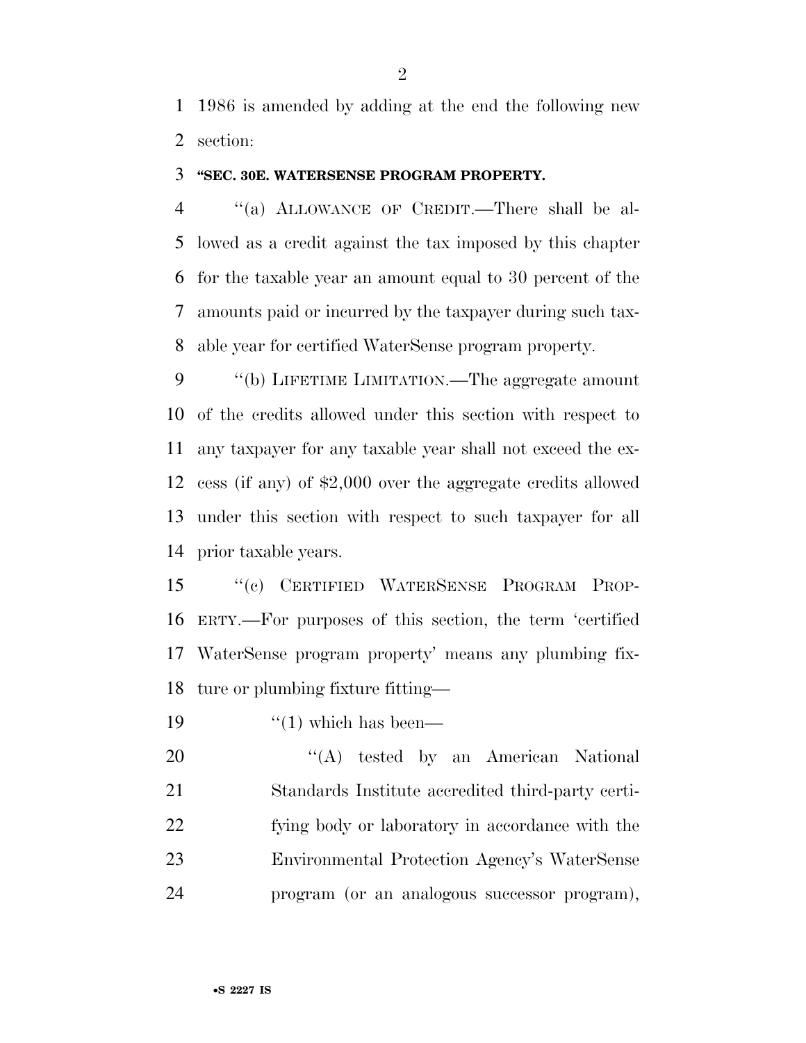1986 is amended by adding at the end the following new section:

**"SEC. 30E. WATERSENSE PROGRAM PROPERTY.**

"(a) ALLOWANCE OF CREDIT.—There shall be allowed as a credit against the tax imposed by this chapter for the taxable year an amount equal to 30 percent of the amounts paid or incurred by the taxpayer during such taxable year for certified WaterSense program property.

"(b) LIFETIME LIMITATION.—The aggregate amount of the credits allowed under this section with respect to any taxpayer for any taxable year shall not exceed the excess (if any) of $2,000 over the aggregate credits allowed under this section with respect to such taxpayer for all prior taxable years.

"(c) CERTIFIED WATERSENSE PROGRAM PROPERTY.—For purposes of this section, the term 'certified WaterSense program property' means any plumbing fixture or plumbing fixture fitting—

"(1) which has been—

"(A) tested by an American National Standards Institute accredited third-party certifying body or laboratory in accordance with the Environmental Protection Agency's WaterSense program (or an analogous successor program),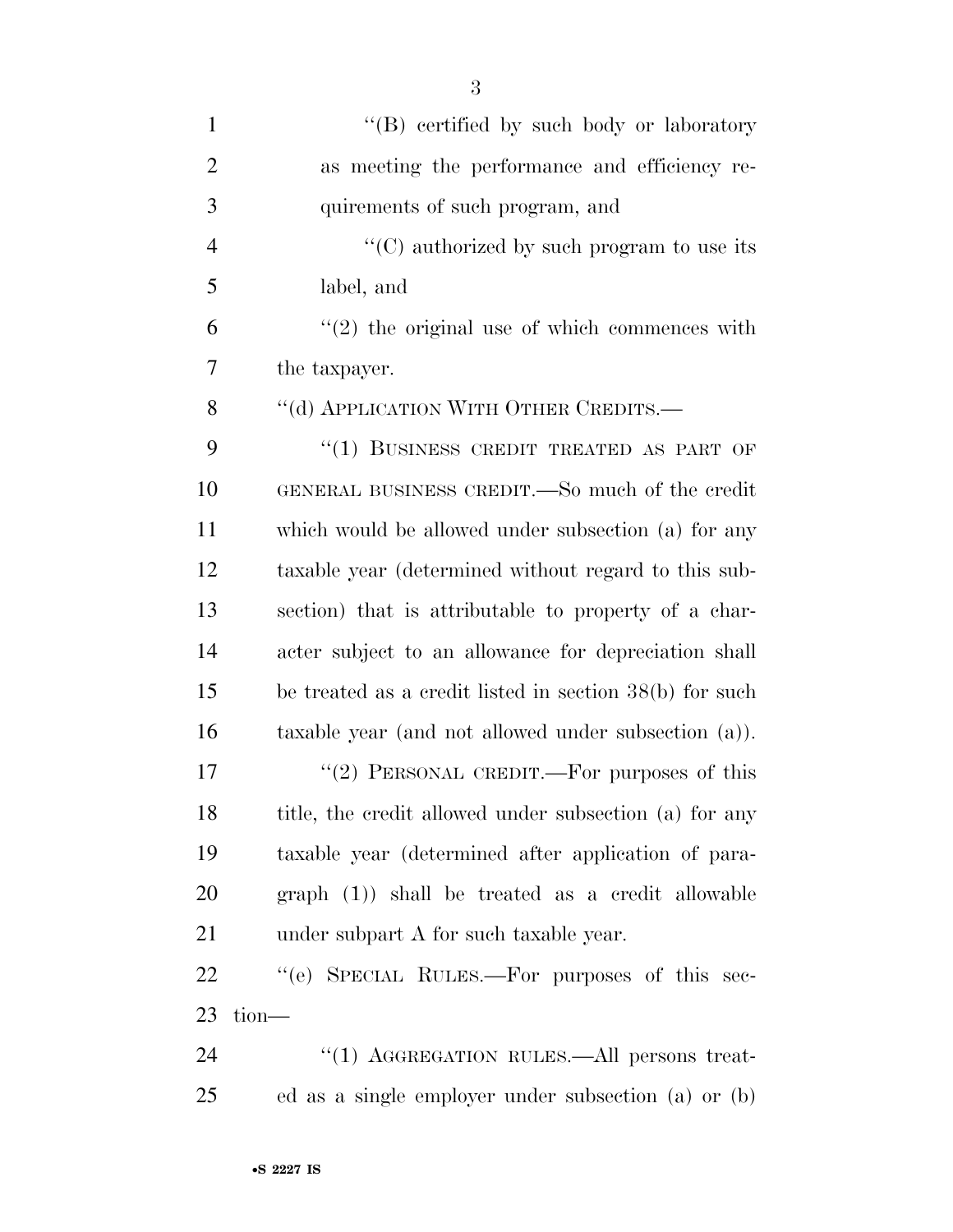"(B) certified by such body or laboratory as meeting the performance and efficiency requirements of such program, and

"(C) authorized by such program to use its label, and

"(2) the original use of which commences with the taxpayer.

"(d) APPLICATION WITH OTHER CREDITS.—

"(1) BUSINESS CREDIT TREATED AS PART OF GENERAL BUSINESS CREDIT.—So much of the credit which would be allowed under subsection (a) for any taxable year (determined without regard to this subsection) that is attributable to property of a character subject to an allowance for depreciation shall be treated as a credit listed in section 38(b) for such taxable year (and not allowed under subsection (a)).

"(2) PERSONAL CREDIT.—For purposes of this title, the credit allowed under subsection (a) for any taxable year (determined after application of paragraph (1)) shall be treated as a credit allowable under subpart A for such taxable year.

"(e) SPECIAL RULES.—For purposes of this section—

"(1) AGGREGATION RULES.—All persons treated as a single employer under subsection (a) or (b)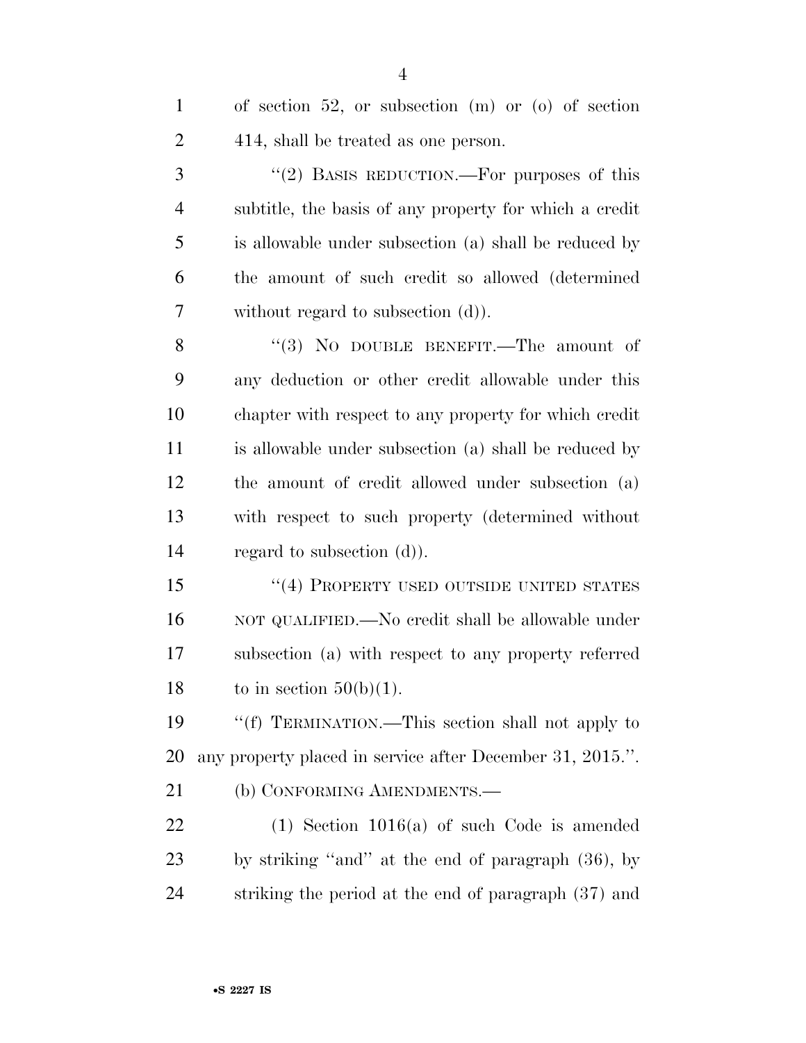of section 52, or subsection (m) or (o) of section 414, shall be treated as one person.

"(2) BASIS REDUCTION.—For purposes of this subtitle, the basis of any property for which a credit is allowable under subsection (a) shall be reduced by the amount of such credit so allowed (determined without regard to subsection (d)).

"(3) NO DOUBLE BENEFIT.—The amount of any deduction or other credit allowable under this chapter with respect to any property for which credit is allowable under subsection (a) shall be reduced by the amount of credit allowed under subsection (a) with respect to such property (determined without regard to subsection (d)).

"(4) PROPERTY USED OUTSIDE UNITED STATES NOT QUALIFIED.—No credit shall be allowable under subsection (a) with respect to any property referred to in section 50(b)(1).

"(f) TERMINATION.—This section shall not apply to any property placed in service after December 31, 2015.".

(b) CONFORMING AMENDMENTS.—

(1) Section 1016(a) of such Code is amended by striking "and" at the end of paragraph (36), by striking the period at the end of paragraph (37) and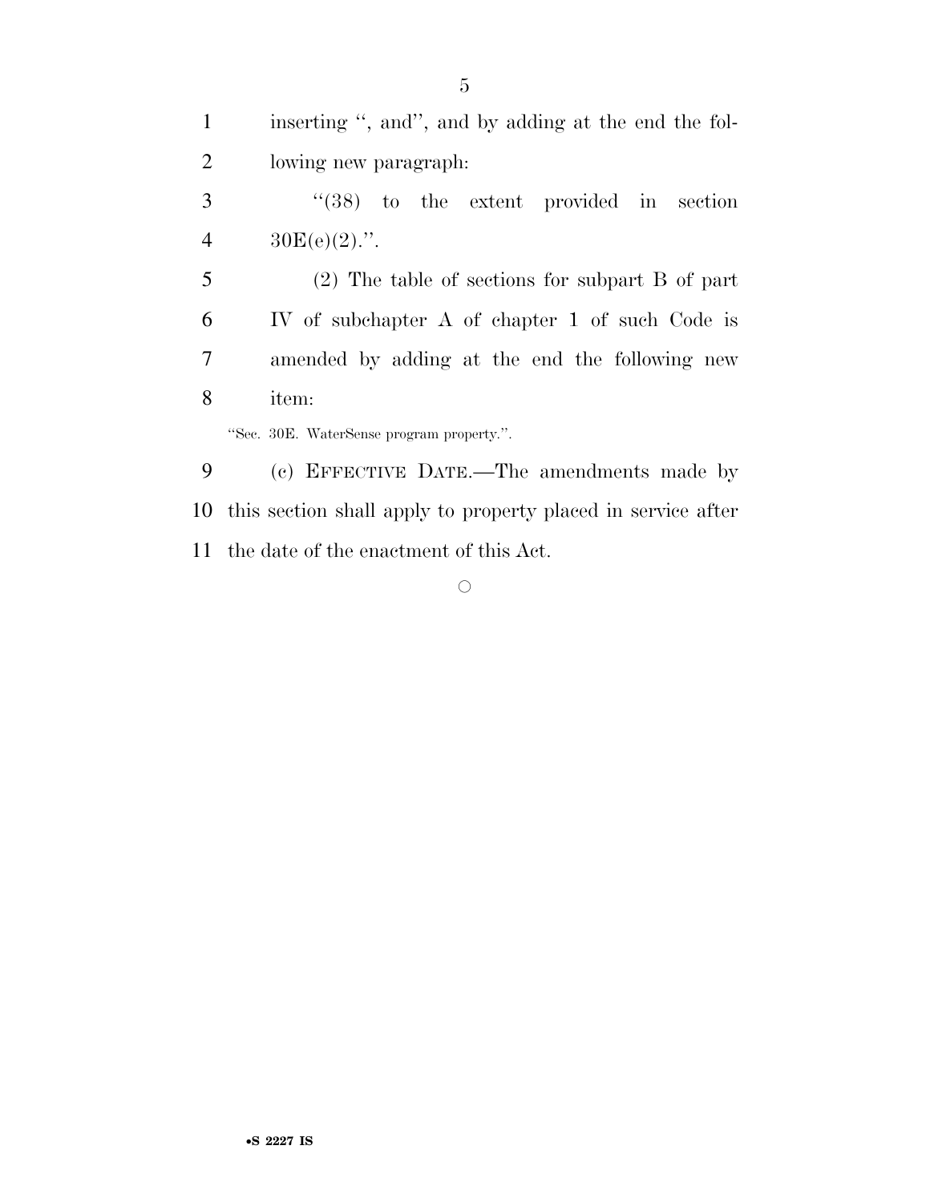inserting ", and", and by adding at the end the following new paragraph:

"(38) to the extent provided in section 30E(e)(2).".

(2) The table of sections for subpart B of part IV of subchapter A of chapter 1 of such Code is amended by adding at the end the following new item:

"Sec. 30E. WaterSense program property.".

(c) EFFECTIVE DATE.—The amendments made by this section shall apply to property placed in service after the date of the enactment of this Act.